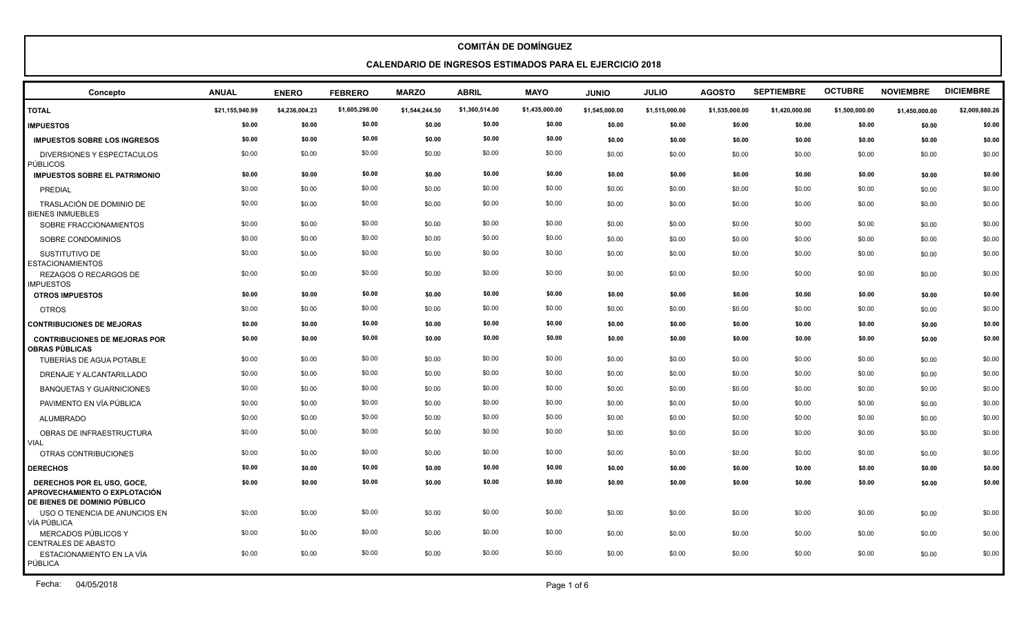# COMITÁN DE DOMÍNGUEZ

## CALENDARIO DE INGRESOS ESTIMADOS PARA EL EJERCICIO 2018

| Concepto | ANUAL | ENERO | FEBRERO | MARZO | ABRIL | MAYO | JUNIO | JULIO | AGOSTO | SEPTIEMBRE | OCTUBRE | NOVIEMBRE | DICIEMBRE |
|---|---|---|---|---|---|---|---|---|---|---|---|---|---|
| **TOTAL** | **$21,155,940.99** | **$4,236,004.23** | **$1,605,298.00** | **$1,544,244.50** | **$1,360,514.00** | **$1,435,000.00** | **$1,545,000.00** | **$1,515,000.00** | **$1,535,000.00** | **$1,420,000.00** | **$1,500,000.00** | **$1,450,000.00** | **$2,009,880.26** |
| **IMPUESTOS** | **$0.00** | **$0.00** | **$0.00** | **$0.00** | **$0.00** | **$0.00** | **$0.00** | **$0.00** | **$0.00** | **$0.00** | **$0.00** | **$0.00** | **$0.00** |
| **IMPUESTOS SOBRE LOS INGRESOS** | **$0.00** | **$0.00** | **$0.00** | **$0.00** | **$0.00** | **$0.00** | **$0.00** | **$0.00** | **$0.00** | **$0.00** | **$0.00** | **$0.00** | **$0.00** |
| DIVERSIONES Y ESPECTACULOS PÚBLICOS | $0.00 | $0.00 | $0.00 | $0.00 | $0.00 | $0.00 | $0.00 | $0.00 | $0.00 | $0.00 | $0.00 | $0.00 | $0.00 |
| **IMPUESTOS SOBRE EL PATRIMONIO** | **$0.00** | **$0.00** | **$0.00** | **$0.00** | **$0.00** | **$0.00** | **$0.00** | **$0.00** | **$0.00** | **$0.00** | **$0.00** | **$0.00** | **$0.00** |
| PREDIAL | $0.00 | $0.00 | $0.00 | $0.00 | $0.00 | $0.00 | $0.00 | $0.00 | $0.00 | $0.00 | $0.00 | $0.00 | $0.00 |
| TRASLACIÓN DE DOMINIO DE BIENES INMUEBLES | $0.00 | $0.00 | $0.00 | $0.00 | $0.00 | $0.00 | $0.00 | $0.00 | $0.00 | $0.00 | $0.00 | $0.00 | $0.00 |
| SOBRE FRACCIONAMIENTOS | $0.00 | $0.00 | $0.00 | $0.00 | $0.00 | $0.00 | $0.00 | $0.00 | $0.00 | $0.00 | $0.00 | $0.00 | $0.00 |
| SOBRE CONDOMINIOS | $0.00 | $0.00 | $0.00 | $0.00 | $0.00 | $0.00 | $0.00 | $0.00 | $0.00 | $0.00 | $0.00 | $0.00 | $0.00 |
| SUSTITUTIVO DE ESTACIONAMIENTOS | $0.00 | $0.00 | $0.00 | $0.00 | $0.00 | $0.00 | $0.00 | $0.00 | $0.00 | $0.00 | $0.00 | $0.00 | $0.00 |
| REZAGOS O RECARGOS DE IMPUESTOS | $0.00 | $0.00 | $0.00 | $0.00 | $0.00 | $0.00 | $0.00 | $0.00 | $0.00 | $0.00 | $0.00 | $0.00 | $0.00 |
| **OTROS IMPUESTOS** | **$0.00** | **$0.00** | **$0.00** | **$0.00** | **$0.00** | **$0.00** | **$0.00** | **$0.00** | **$0.00** | **$0.00** | **$0.00** | **$0.00** | **$0.00** |
| OTROS | $0.00 | $0.00 | $0.00 | $0.00 | $0.00 | $0.00 | $0.00 | $0.00 | $0.00 | $0.00 | $0.00 | $0.00 | $0.00 |
| **CONTRIBUCIONES DE MEJORAS** | **$0.00** | **$0.00** | **$0.00** | **$0.00** | **$0.00** | **$0.00** | **$0.00** | **$0.00** | **$0.00** | **$0.00** | **$0.00** | **$0.00** | **$0.00** |
| **CONTRIBUCIONES DE MEJORAS POR OBRAS PÚBLICAS** | **$0.00** | **$0.00** | **$0.00** | **$0.00** | **$0.00** | **$0.00** | **$0.00** | **$0.00** | **$0.00** | **$0.00** | **$0.00** | **$0.00** | **$0.00** |
| TUBERÍAS DE AGUA POTABLE | $0.00 | $0.00 | $0.00 | $0.00 | $0.00 | $0.00 | $0.00 | $0.00 | $0.00 | $0.00 | $0.00 | $0.00 | $0.00 |
| DRENAJE Y ALCANTARILLADO | $0.00 | $0.00 | $0.00 | $0.00 | $0.00 | $0.00 | $0.00 | $0.00 | $0.00 | $0.00 | $0.00 | $0.00 | $0.00 |
| BANQUETAS Y GUARNICIONES | $0.00 | $0.00 | $0.00 | $0.00 | $0.00 | $0.00 | $0.00 | $0.00 | $0.00 | $0.00 | $0.00 | $0.00 | $0.00 |
| PAVIMENTO EN VÍA PÚBLICA | $0.00 | $0.00 | $0.00 | $0.00 | $0.00 | $0.00 | $0.00 | $0.00 | $0.00 | $0.00 | $0.00 | $0.00 | $0.00 |
| ALUMBRADO | $0.00 | $0.00 | $0.00 | $0.00 | $0.00 | $0.00 | $0.00 | $0.00 | $0.00 | $0.00 | $0.00 | $0.00 | $0.00 |
| OBRAS DE INFRAESTRUCTURA VIAL | $0.00 | $0.00 | $0.00 | $0.00 | $0.00 | $0.00 | $0.00 | $0.00 | $0.00 | $0.00 | $0.00 | $0.00 | $0.00 |
| OTRAS CONTRIBUCIONES | $0.00 | $0.00 | $0.00 | $0.00 | $0.00 | $0.00 | $0.00 | $0.00 | $0.00 | $0.00 | $0.00 | $0.00 | $0.00 |
| **DERECHOS** | **$0.00** | **$0.00** | **$0.00** | **$0.00** | **$0.00** | **$0.00** | **$0.00** | **$0.00** | **$0.00** | **$0.00** | **$0.00** | **$0.00** | **$0.00** |
| **DERECHOS POR EL USO, GOCE, APROVECHAMIENTO O EXPLOTACIÓN DE BIENES DE DOMINIO PÚBLICO** | **$0.00** | **$0.00** | **$0.00** | **$0.00** | **$0.00** | **$0.00** | **$0.00** | **$0.00** | **$0.00** | **$0.00** | **$0.00** | **$0.00** | **$0.00** |
| USO O TENENCIA DE ANUNCIOS EN VÍA PÚBLICA | $0.00 | $0.00 | $0.00 | $0.00 | $0.00 | $0.00 | $0.00 | $0.00 | $0.00 | $0.00 | $0.00 | $0.00 | $0.00 |
| MERCADOS PÚBLICOS Y CENTRALES DE ABASTO | $0.00 | $0.00 | $0.00 | $0.00 | $0.00 | $0.00 | $0.00 | $0.00 | $0.00 | $0.00 | $0.00 | $0.00 | $0.00 |
| ESTACIONAMIENTO EN LA VÍA PÚBLICA | $0.00 | $0.00 | $0.00 | $0.00 | $0.00 | $0.00 | $0.00 | $0.00 | $0.00 | $0.00 | $0.00 | $0.00 | $0.00 |

Fecha: 04/05/2018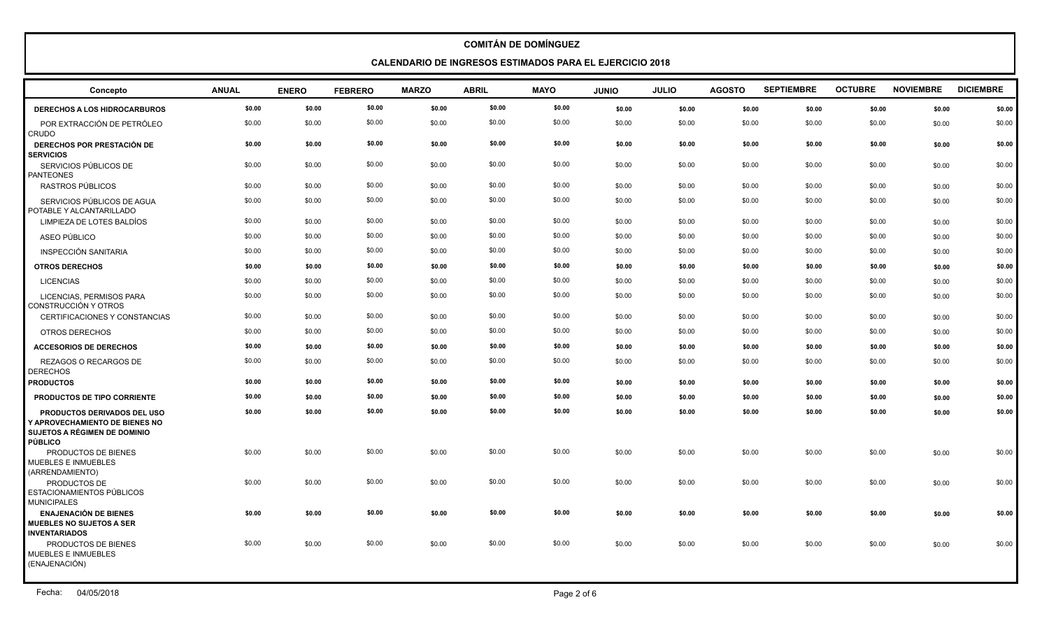# COMITÁN DE DOMÍNGUEZ

## CALENDARIO DE INGRESOS ESTIMADOS PARA EL EJERCICIO 2018

| Concepto | ANUAL | ENERO | FEBRERO | MARZO | ABRIL | MAYO | JUNIO | JULIO | AGOSTO | SEPTIEMBRE | OCTUBRE | NOVIEMBRE | DICIEMBRE |
|---|---|---|---|---|---|---|---|---|---|---|---|---|---|
| **DERECHOS A LOS HIDROCARBUROS** | **$0.00** | **$0.00** | **$0.00** | **$0.00** | **$0.00** | **$0.00** | **$0.00** | **$0.00** | **$0.00** | **$0.00** | **$0.00** | **$0.00** | **$0.00** |
| POR EXTRACCIÓN DE PETRÓLEO CRUDO | $0.00 | $0.00 | $0.00 | $0.00 | $0.00 | $0.00 | $0.00 | $0.00 | $0.00 | $0.00 | $0.00 | $0.00 | $0.00 |
| **DERECHOS POR PRESTACIÓN DE SERVICIOS** | **$0.00** | **$0.00** | **$0.00** | **$0.00** | **$0.00** | **$0.00** | **$0.00** | **$0.00** | **$0.00** | **$0.00** | **$0.00** | **$0.00** | **$0.00** |
| SERVICIOS PÚBLICOS DE PANTEONES | $0.00 | $0.00 | $0.00 | $0.00 | $0.00 | $0.00 | $0.00 | $0.00 | $0.00 | $0.00 | $0.00 | $0.00 | $0.00 |
| RASTROS PÚBLICOS | $0.00 | $0.00 | $0.00 | $0.00 | $0.00 | $0.00 | $0.00 | $0.00 | $0.00 | $0.00 | $0.00 | $0.00 | $0.00 |
| SERVICIOS PÚBLICOS DE AGUA POTABLE Y ALCANTARILLADO | $0.00 | $0.00 | $0.00 | $0.00 | $0.00 | $0.00 | $0.00 | $0.00 | $0.00 | $0.00 | $0.00 | $0.00 | $0.00 |
| LIMPIEZA DE LOTES BALDÍOS | $0.00 | $0.00 | $0.00 | $0.00 | $0.00 | $0.00 | $0.00 | $0.00 | $0.00 | $0.00 | $0.00 | $0.00 | $0.00 |
| ASEO PÚBLICO | $0.00 | $0.00 | $0.00 | $0.00 | $0.00 | $0.00 | $0.00 | $0.00 | $0.00 | $0.00 | $0.00 | $0.00 | $0.00 |
| INSPECCIÓN SANITARIA | $0.00 | $0.00 | $0.00 | $0.00 | $0.00 | $0.00 | $0.00 | $0.00 | $0.00 | $0.00 | $0.00 | $0.00 | $0.00 |
| **OTROS DERECHOS** | **$0.00** | **$0.00** | **$0.00** | **$0.00** | **$0.00** | **$0.00** | **$0.00** | **$0.00** | **$0.00** | **$0.00** | **$0.00** | **$0.00** | **$0.00** |
| LICENCIAS | $0.00 | $0.00 | $0.00 | $0.00 | $0.00 | $0.00 | $0.00 | $0.00 | $0.00 | $0.00 | $0.00 | $0.00 | $0.00 |
| LICENCIAS, PERMISOS PARA CONSTRUCCIÓN Y OTROS | $0.00 | $0.00 | $0.00 | $0.00 | $0.00 | $0.00 | $0.00 | $0.00 | $0.00 | $0.00 | $0.00 | $0.00 | $0.00 |
| CERTIFICACIONES Y CONSTANCIAS | $0.00 | $0.00 | $0.00 | $0.00 | $0.00 | $0.00 | $0.00 | $0.00 | $0.00 | $0.00 | $0.00 | $0.00 | $0.00 |
| OTROS DERECHOS | $0.00 | $0.00 | $0.00 | $0.00 | $0.00 | $0.00 | $0.00 | $0.00 | $0.00 | $0.00 | $0.00 | $0.00 | $0.00 |
| **ACCESORIOS DE DERECHOS** | **$0.00** | **$0.00** | **$0.00** | **$0.00** | **$0.00** | **$0.00** | **$0.00** | **$0.00** | **$0.00** | **$0.00** | **$0.00** | **$0.00** | **$0.00** |
| REZAGOS O RECARGOS DE DERECHOS | $0.00 | $0.00 | $0.00 | $0.00 | $0.00 | $0.00 | $0.00 | $0.00 | $0.00 | $0.00 | $0.00 | $0.00 | $0.00 |
| **PRODUCTOS** | **$0.00** | **$0.00** | **$0.00** | **$0.00** | **$0.00** | **$0.00** | **$0.00** | **$0.00** | **$0.00** | **$0.00** | **$0.00** | **$0.00** | **$0.00** |
| **PRODUCTOS DE TIPO CORRIENTE** | **$0.00** | **$0.00** | **$0.00** | **$0.00** | **$0.00** | **$0.00** | **$0.00** | **$0.00** | **$0.00** | **$0.00** | **$0.00** | **$0.00** | **$0.00** |
| **PRODUCTOS DERIVADOS DEL USO Y APROVECHAMIENTO DE BIENES NO SUJETOS A RÉGIMEN DE DOMINIO PÚBLICO** | **$0.00** | **$0.00** | **$0.00** | **$0.00** | **$0.00** | **$0.00** | **$0.00** | **$0.00** | **$0.00** | **$0.00** | **$0.00** | **$0.00** | **$0.00** |
| PRODUCTOS DE BIENES MUEBLES E INMUEBLES (ARRENDAMIENTO) | $0.00 | $0.00 | $0.00 | $0.00 | $0.00 | $0.00 | $0.00 | $0.00 | $0.00 | $0.00 | $0.00 | $0.00 | $0.00 |
| PRODUCTOS DE ESTACIONAMIENTOS PÚBLICOS MUNICIPALES | $0.00 | $0.00 | $0.00 | $0.00 | $0.00 | $0.00 | $0.00 | $0.00 | $0.00 | $0.00 | $0.00 | $0.00 | $0.00 |
| **ENAJENACIÓN DE BIENES MUEBLES NO SUJETOS A SER INVENTARIADOS** | **$0.00** | **$0.00** | **$0.00** | **$0.00** | **$0.00** | **$0.00** | **$0.00** | **$0.00** | **$0.00** | **$0.00** | **$0.00** | **$0.00** | **$0.00** |
| PRODUCTOS DE BIENES MUEBLES E INMUEBLES (ENAJENACIÓN) | $0.00 | $0.00 | $0.00 | $0.00 | $0.00 | $0.00 | $0.00 | $0.00 | $0.00 | $0.00 | $0.00 | $0.00 | $0.00 |

Fecha: 04/05/2018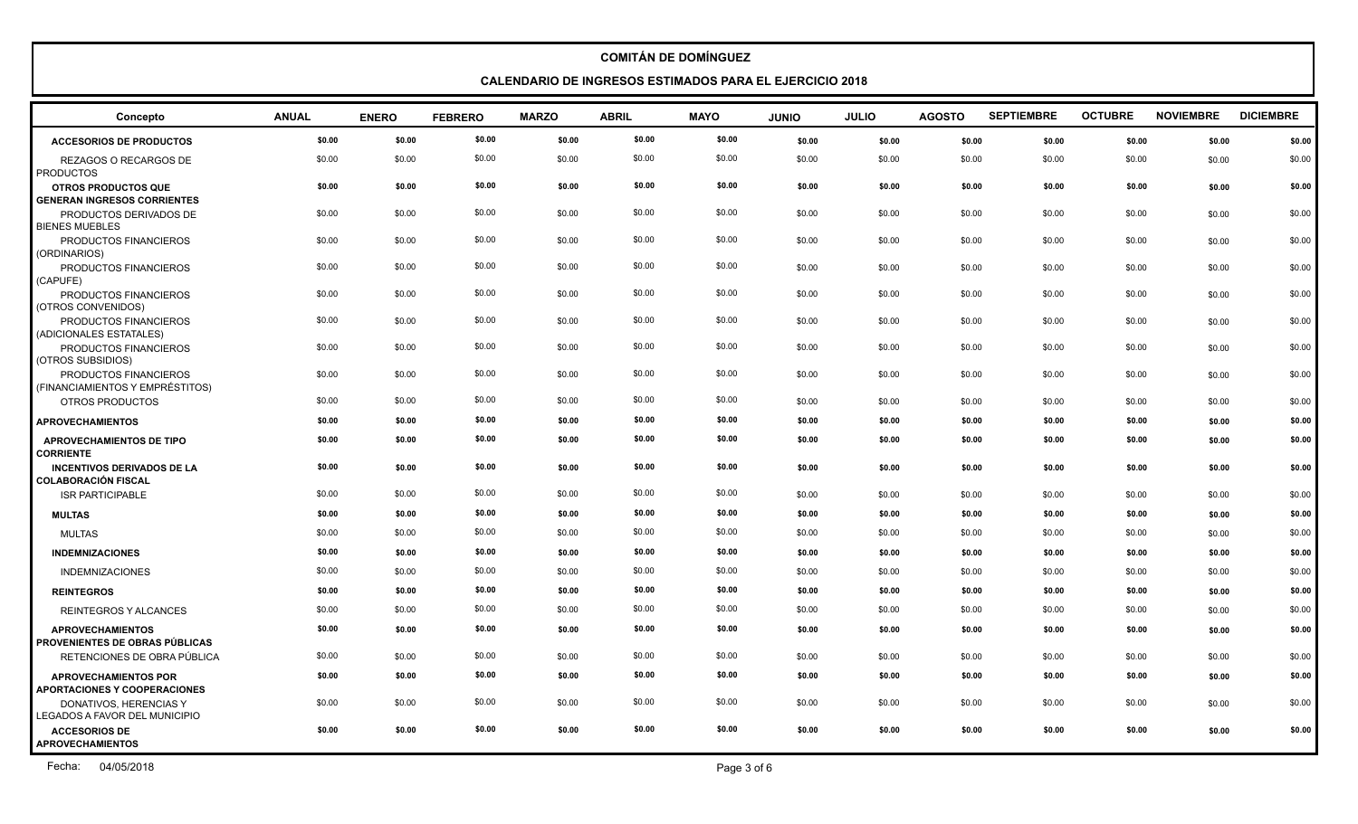**COMITÁN DE DOMÍNGUEZ**

**CALENDARIO DE INGRESOS ESTIMADOS PARA EL EJERCICIO 2018**

| Concepto | ANUAL | ENERO | FEBRERO | MARZO | ABRIL | MAYO | JUNIO | JULIO | AGOSTO | SEPTIEMBRE | OCTUBRE | NOVIEMBRE | DICIEMBRE |
|---|---|---|---|---|---|---|---|---|---|---|---|---|---|
| **ACCESORIOS DE PRODUCTOS** | **$0.00** | **$0.00** | **$0.00** | **$0.00** | **$0.00** | **$0.00** | **$0.00** | **$0.00** | **$0.00** | **$0.00** | **$0.00** | **$0.00** | **$0.00** |
| REZAGOS O RECARGOS DE PRODUCTOS | $0.00 | $0.00 | $0.00 | $0.00 | $0.00 | $0.00 | $0.00 | $0.00 | $0.00 | $0.00 | $0.00 | $0.00 | $0.00 |
| **OTROS PRODUCTOS QUE GENERAN INGRESOS CORRIENTES** | **$0.00** | **$0.00** | **$0.00** | **$0.00** | **$0.00** | **$0.00** | **$0.00** | **$0.00** | **$0.00** | **$0.00** | **$0.00** | **$0.00** | **$0.00** |
| PRODUCTOS DERIVADOS DE BIENES MUEBLES | $0.00 | $0.00 | $0.00 | $0.00 | $0.00 | $0.00 | $0.00 | $0.00 | $0.00 | $0.00 | $0.00 | $0.00 | $0.00 |
| PRODUCTOS FINANCIEROS (ORDINARIOS) | $0.00 | $0.00 | $0.00 | $0.00 | $0.00 | $0.00 | $0.00 | $0.00 | $0.00 | $0.00 | $0.00 | $0.00 | $0.00 |
| PRODUCTOS FINANCIEROS (CAPUFE) | $0.00 | $0.00 | $0.00 | $0.00 | $0.00 | $0.00 | $0.00 | $0.00 | $0.00 | $0.00 | $0.00 | $0.00 | $0.00 |
| PRODUCTOS FINANCIEROS (OTROS CONVENIDOS) | $0.00 | $0.00 | $0.00 | $0.00 | $0.00 | $0.00 | $0.00 | $0.00 | $0.00 | $0.00 | $0.00 | $0.00 | $0.00 |
| PRODUCTOS FINANCIEROS (ADICIONALES ESTATALES) | $0.00 | $0.00 | $0.00 | $0.00 | $0.00 | $0.00 | $0.00 | $0.00 | $0.00 | $0.00 | $0.00 | $0.00 | $0.00 |
| PRODUCTOS FINANCIEROS (OTROS SUBSIDIOS) | $0.00 | $0.00 | $0.00 | $0.00 | $0.00 | $0.00 | $0.00 | $0.00 | $0.00 | $0.00 | $0.00 | $0.00 | $0.00 |
| PRODUCTOS FINANCIEROS (FINANCIAMIENTOS Y EMPRÉSTITOS) | $0.00 | $0.00 | $0.00 | $0.00 | $0.00 | $0.00 | $0.00 | $0.00 | $0.00 | $0.00 | $0.00 | $0.00 | $0.00 |
| OTROS PRODUCTOS | $0.00 | $0.00 | $0.00 | $0.00 | $0.00 | $0.00 | $0.00 | $0.00 | $0.00 | $0.00 | $0.00 | $0.00 | $0.00 |
| **APROVECHAMIENTOS** | **$0.00** | **$0.00** | **$0.00** | **$0.00** | **$0.00** | **$0.00** | **$0.00** | **$0.00** | **$0.00** | **$0.00** | **$0.00** | **$0.00** | **$0.00** |
| **APROVECHAMIENTOS DE TIPO CORRIENTE** | **$0.00** | **$0.00** | **$0.00** | **$0.00** | **$0.00** | **$0.00** | **$0.00** | **$0.00** | **$0.00** | **$0.00** | **$0.00** | **$0.00** | **$0.00** |
| **INCENTIVOS DERIVADOS DE LA COLABORACIÓN FISCAL** | **$0.00** | **$0.00** | **$0.00** | **$0.00** | **$0.00** | **$0.00** | **$0.00** | **$0.00** | **$0.00** | **$0.00** | **$0.00** | **$0.00** | **$0.00** |
| ISR PARTICIPABLE | $0.00 | $0.00 | $0.00 | $0.00 | $0.00 | $0.00 | $0.00 | $0.00 | $0.00 | $0.00 | $0.00 | $0.00 | $0.00 |
| **MULTAS** | **$0.00** | **$0.00** | **$0.00** | **$0.00** | **$0.00** | **$0.00** | **$0.00** | **$0.00** | **$0.00** | **$0.00** | **$0.00** | **$0.00** | **$0.00** |
| MULTAS | $0.00 | $0.00 | $0.00 | $0.00 | $0.00 | $0.00 | $0.00 | $0.00 | $0.00 | $0.00 | $0.00 | $0.00 | $0.00 |
| **INDEMNIZACIONES** | **$0.00** | **$0.00** | **$0.00** | **$0.00** | **$0.00** | **$0.00** | **$0.00** | **$0.00** | **$0.00** | **$0.00** | **$0.00** | **$0.00** | **$0.00** |
| INDEMNIZACIONES | $0.00 | $0.00 | $0.00 | $0.00 | $0.00 | $0.00 | $0.00 | $0.00 | $0.00 | $0.00 | $0.00 | $0.00 | $0.00 |
| **REINTEGROS** | **$0.00** | **$0.00** | **$0.00** | **$0.00** | **$0.00** | **$0.00** | **$0.00** | **$0.00** | **$0.00** | **$0.00** | **$0.00** | **$0.00** | **$0.00** |
| REINTEGROS Y ALCANCES | $0.00 | $0.00 | $0.00 | $0.00 | $0.00 | $0.00 | $0.00 | $0.00 | $0.00 | $0.00 | $0.00 | $0.00 | $0.00 |
| **APROVECHAMIENTOS PROVENIENTES DE OBRAS PÚBLICAS** | **$0.00** | **$0.00** | **$0.00** | **$0.00** | **$0.00** | **$0.00** | **$0.00** | **$0.00** | **$0.00** | **$0.00** | **$0.00** | **$0.00** | **$0.00** |
| RETENCIONES DE OBRA PÚBLICA | $0.00 | $0.00 | $0.00 | $0.00 | $0.00 | $0.00 | $0.00 | $0.00 | $0.00 | $0.00 | $0.00 | $0.00 | $0.00 |
| **APROVECHAMIENTOS POR APORTACIONES Y COOPERACIONES** | **$0.00** | **$0.00** | **$0.00** | **$0.00** | **$0.00** | **$0.00** | **$0.00** | **$0.00** | **$0.00** | **$0.00** | **$0.00** | **$0.00** | **$0.00** |
| DONATIVOS, HERENCIAS Y LEGADOS A FAVOR DEL MUNICIPIO | $0.00 | $0.00 | $0.00 | $0.00 | $0.00 | $0.00 | $0.00 | $0.00 | $0.00 | $0.00 | $0.00 | $0.00 | $0.00 |
| **ACCESORIOS DE APROVECHAMIENTOS** | **$0.00** | **$0.00** | **$0.00** | **$0.00** | **$0.00** | **$0.00** | **$0.00** | **$0.00** | **$0.00** | **$0.00** | **$0.00** | **$0.00** | **$0.00** |

Fecha: 04/05/2018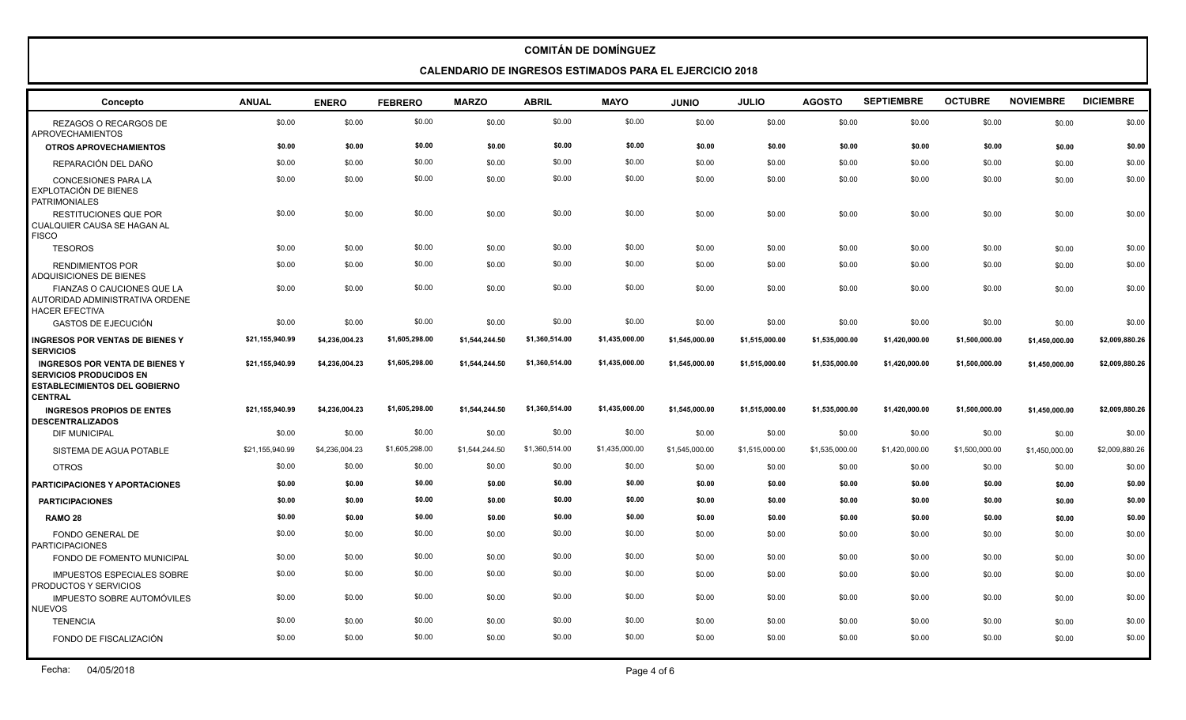## COMITÁN DE DOMÍNGUEZ

### CALENDARIO DE INGRESOS ESTIMADOS PARA EL EJERCICIO 2018

| Concepto | ANUAL | ENERO | FEBRERO | MARZO | ABRIL | MAYO | JUNIO | JULIO | AGOSTO | SEPTIEMBRE | OCTUBRE | NOVIEMBRE | DICIEMBRE |
|---|---|---|---|---|---|---|---|---|---|---|---|---|---|
| REZAGOS O RECARGOS DE APROVECHAMIENTOS | $0.00 | $0.00 | $0.00 | $0.00 | $0.00 | $0.00 | $0.00 | $0.00 | $0.00 | $0.00 | $0.00 | $0.00 | $0.00 |
| **OTROS APROVECHAMIENTOS** | **$0.00** | **$0.00** | **$0.00** | **$0.00** | **$0.00** | **$0.00** | **$0.00** | **$0.00** | **$0.00** | **$0.00** | **$0.00** | **$0.00** | **$0.00** |
| REPARACIÓN DEL DAÑO | $0.00 | $0.00 | $0.00 | $0.00 | $0.00 | $0.00 | $0.00 | $0.00 | $0.00 | $0.00 | $0.00 | $0.00 | $0.00 |
| CONCESIONES PARA LA EXPLOTACIÓN DE BIENES PATRIMONIALES | $0.00 | $0.00 | $0.00 | $0.00 | $0.00 | $0.00 | $0.00 | $0.00 | $0.00 | $0.00 | $0.00 | $0.00 | $0.00 |
| RESTITUCIONES QUE POR CUALQUIER CAUSA SE HAGAN AL FISCO | $0.00 | $0.00 | $0.00 | $0.00 | $0.00 | $0.00 | $0.00 | $0.00 | $0.00 | $0.00 | $0.00 | $0.00 | $0.00 |
| TESOROS | $0.00 | $0.00 | $0.00 | $0.00 | $0.00 | $0.00 | $0.00 | $0.00 | $0.00 | $0.00 | $0.00 | $0.00 | $0.00 |
| RENDIMIENTOS POR ADQUISICIONES DE BIENES | $0.00 | $0.00 | $0.00 | $0.00 | $0.00 | $0.00 | $0.00 | $0.00 | $0.00 | $0.00 | $0.00 | $0.00 | $0.00 |
| FIANZAS O CAUCIONES QUE LA AUTORIDAD ADMINISTRATIVA ORDENE HACER EFECTIVA | $0.00 | $0.00 | $0.00 | $0.00 | $0.00 | $0.00 | $0.00 | $0.00 | $0.00 | $0.00 | $0.00 | $0.00 | $0.00 |
| GASTOS DE EJECUCIÓN | $0.00 | $0.00 | $0.00 | $0.00 | $0.00 | $0.00 | $0.00 | $0.00 | $0.00 | $0.00 | $0.00 | $0.00 | $0.00 |
| **INGRESOS POR VENTAS DE BIENES Y SERVICIOS** | **$21,155,940.99** | **$4,236,004.23** | **$1,605,298.00** | **$1,544,244.50** | **$1,360,514.00** | **$1,435,000.00** | **$1,545,000.00** | **$1,515,000.00** | **$1,535,000.00** | **$1,420,000.00** | **$1,500,000.00** | **$1,450,000.00** | **$2,009,880.26** |
| **INGRESOS POR VENTA DE BIENES Y SERVICIOS PRODUCIDOS EN ESTABLECIMIENTOS DEL GOBIERNO CENTRAL** | **$21,155,940.99** | **$4,236,004.23** | **$1,605,298.00** | **$1,544,244.50** | **$1,360,514.00** | **$1,435,000.00** | **$1,545,000.00** | **$1,515,000.00** | **$1,535,000.00** | **$1,420,000.00** | **$1,500,000.00** | **$1,450,000.00** | **$2,009,880.26** |
| **INGRESOS PROPIOS DE ENTES DESCENTRALIZADOS** | **$21,155,940.99** | **$4,236,004.23** | **$1,605,298.00** | **$1,544,244.50** | **$1,360,514.00** | **$1,435,000.00** | **$1,545,000.00** | **$1,515,000.00** | **$1,535,000.00** | **$1,420,000.00** | **$1,500,000.00** | **$1,450,000.00** | **$2,009,880.26** |
| DIF MUNICIPAL | $0.00 | $0.00 | $0.00 | $0.00 | $0.00 | $0.00 | $0.00 | $0.00 | $0.00 | $0.00 | $0.00 | $0.00 | $0.00 |
| SISTEMA DE AGUA POTABLE | $21,155,940.99 | $4,236,004.23 | $1,605,298.00 | $1,544,244.50 | $1,360,514.00 | $1,435,000.00 | $1,545,000.00 | $1,515,000.00 | $1,535,000.00 | $1,420,000.00 | $1,500,000.00 | $1,450,000.00 | $2,009,880.26 |
| OTROS | $0.00 | $0.00 | $0.00 | $0.00 | $0.00 | $0.00 | $0.00 | $0.00 | $0.00 | $0.00 | $0.00 | $0.00 | $0.00 |
| **PARTICIPACIONES Y APORTACIONES** | **$0.00** | **$0.00** | **$0.00** | **$0.00** | **$0.00** | **$0.00** | **$0.00** | **$0.00** | **$0.00** | **$0.00** | **$0.00** | **$0.00** | **$0.00** |
| **PARTICIPACIONES** | **$0.00** | **$0.00** | **$0.00** | **$0.00** | **$0.00** | **$0.00** | **$0.00** | **$0.00** | **$0.00** | **$0.00** | **$0.00** | **$0.00** | **$0.00** |
| **RAMO 28** | **$0.00** | **$0.00** | **$0.00** | **$0.00** | **$0.00** | **$0.00** | **$0.00** | **$0.00** | **$0.00** | **$0.00** | **$0.00** | **$0.00** | **$0.00** |
| FONDO GENERAL DE PARTICIPACIONES | $0.00 | $0.00 | $0.00 | $0.00 | $0.00 | $0.00 | $0.00 | $0.00 | $0.00 | $0.00 | $0.00 | $0.00 | $0.00 |
| FONDO DE FOMENTO MUNICIPAL | $0.00 | $0.00 | $0.00 | $0.00 | $0.00 | $0.00 | $0.00 | $0.00 | $0.00 | $0.00 | $0.00 | $0.00 | $0.00 |
| IMPUESTOS ESPECIALES SOBRE PRODUCTOS Y SERVICIOS | $0.00 | $0.00 | $0.00 | $0.00 | $0.00 | $0.00 | $0.00 | $0.00 | $0.00 | $0.00 | $0.00 | $0.00 | $0.00 |
| IMPUESTO SOBRE AUTOMÓVILES NUEVOS | $0.00 | $0.00 | $0.00 | $0.00 | $0.00 | $0.00 | $0.00 | $0.00 | $0.00 | $0.00 | $0.00 | $0.00 | $0.00 |
| TENENCIA | $0.00 | $0.00 | $0.00 | $0.00 | $0.00 | $0.00 | $0.00 | $0.00 | $0.00 | $0.00 | $0.00 | $0.00 | $0.00 |
| FONDO DE FISCALIZACIÓN | $0.00 | $0.00 | $0.00 | $0.00 | $0.00 | $0.00 | $0.00 | $0.00 | $0.00 | $0.00 | $0.00 | $0.00 | $0.00 |

Fecha: 04/05/2018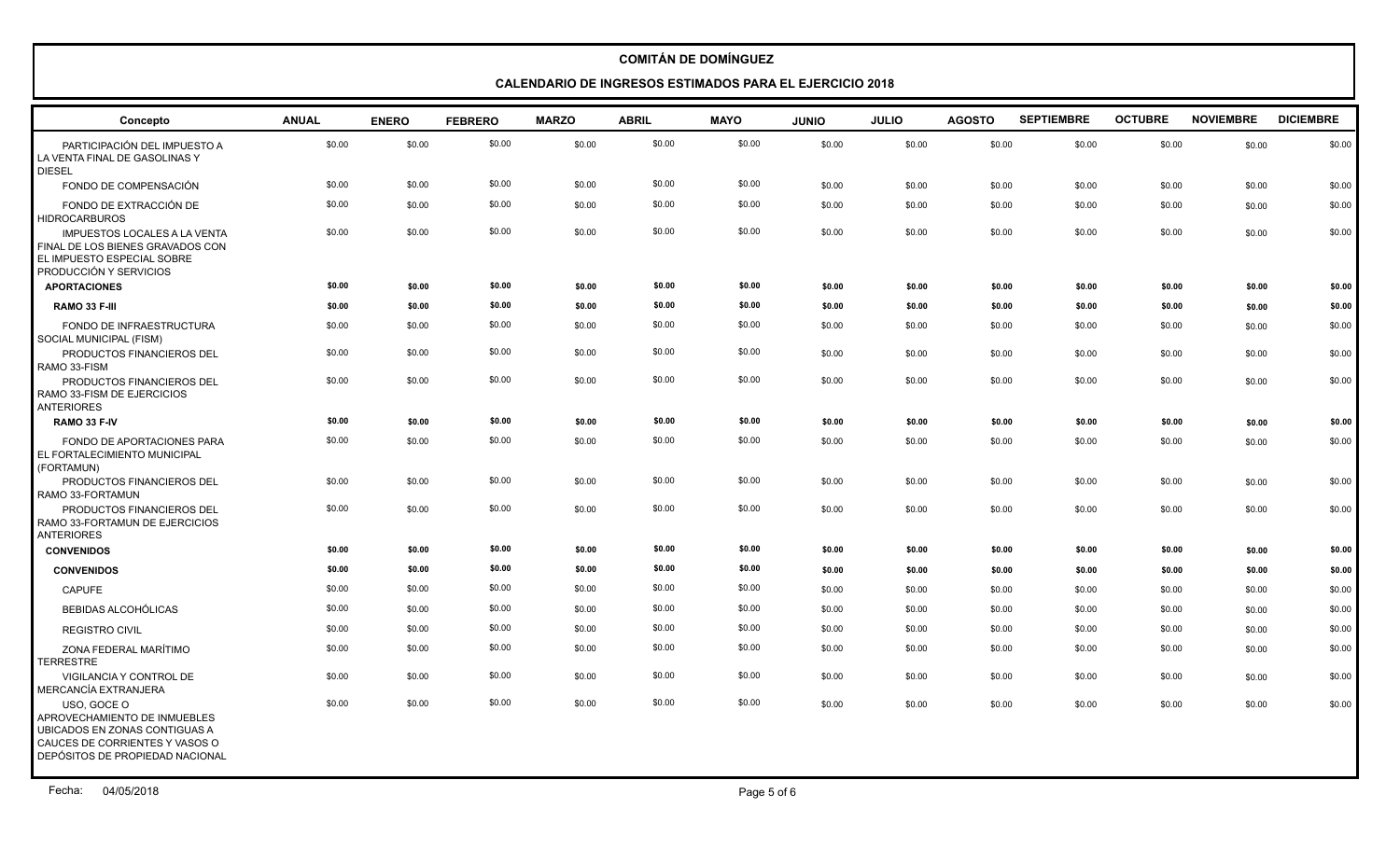# COMITÁN DE DOMÍNGUEZ

## CALENDARIO DE INGRESOS ESTIMADOS PARA EL EJERCICIO 2018

| Concepto | ANUAL | ENERO | FEBRERO | MARZO | ABRIL | MAYO | JUNIO | JULIO | AGOSTO | SEPTIEMBRE | OCTUBRE | NOVIEMBRE | DICIEMBRE |
|---|---|---|---|---|---|---|---|---|---|---|---|---|---|
| PARTICIPACIÓN DEL IMPUESTO A LA VENTA FINAL DE GASOLINAS Y DIESEL | $0.00 | $0.00 | $0.00 | $0.00 | $0.00 | $0.00 | $0.00 | $0.00 | $0.00 | $0.00 | $0.00 | $0.00 | $0.00 |
| FONDO DE COMPENSACIÓN | $0.00 | $0.00 | $0.00 | $0.00 | $0.00 | $0.00 | $0.00 | $0.00 | $0.00 | $0.00 | $0.00 | $0.00 | $0.00 |
| FONDO DE EXTRACCIÓN DE HIDROCARBUROS | $0.00 | $0.00 | $0.00 | $0.00 | $0.00 | $0.00 | $0.00 | $0.00 | $0.00 | $0.00 | $0.00 | $0.00 | $0.00 |
| IMPUESTOS LOCALES A LA VENTA FINAL DE LOS BIENES GRAVADOS CON EL IMPUESTO ESPECIAL SOBRE PRODUCCIÓN Y SERVICIOS | $0.00 | $0.00 | $0.00 | $0.00 | $0.00 | $0.00 | $0.00 | $0.00 | $0.00 | $0.00 | $0.00 | $0.00 | $0.00 |
| **APORTACIONES** | **$0.00** | **$0.00** | **$0.00** | **$0.00** | **$0.00** | **$0.00** | **$0.00** | **$0.00** | **$0.00** | **$0.00** | **$0.00** | **$0.00** | **$0.00** |
| **RAMO 33 F-III** | **$0.00** | **$0.00** | **$0.00** | **$0.00** | **$0.00** | **$0.00** | **$0.00** | **$0.00** | **$0.00** | **$0.00** | **$0.00** | **$0.00** | **$0.00** |
| FONDO DE INFRAESTRUCTURA SOCIAL MUNICIPAL (FISM) | $0.00 | $0.00 | $0.00 | $0.00 | $0.00 | $0.00 | $0.00 | $0.00 | $0.00 | $0.00 | $0.00 | $0.00 | $0.00 |
| PRODUCTOS FINANCIEROS DEL RAMO 33-FISM | $0.00 | $0.00 | $0.00 | $0.00 | $0.00 | $0.00 | $0.00 | $0.00 | $0.00 | $0.00 | $0.00 | $0.00 | $0.00 |
| PRODUCTOS FINANCIEROS DEL RAMO 33-FISM DE EJERCICIOS ANTERIORES | $0.00 | $0.00 | $0.00 | $0.00 | $0.00 | $0.00 | $0.00 | $0.00 | $0.00 | $0.00 | $0.00 | $0.00 | $0.00 |
| **RAMO 33 F-IV** | **$0.00** | **$0.00** | **$0.00** | **$0.00** | **$0.00** | **$0.00** | **$0.00** | **$0.00** | **$0.00** | **$0.00** | **$0.00** | **$0.00** | **$0.00** |
| FONDO DE APORTACIONES PARA EL FORTALECIMIENTO MUNICIPAL (FORTAMUN) | $0.00 | $0.00 | $0.00 | $0.00 | $0.00 | $0.00 | $0.00 | $0.00 | $0.00 | $0.00 | $0.00 | $0.00 | $0.00 |
| PRODUCTOS FINANCIEROS DEL RAMO 33-FORTAMUN | $0.00 | $0.00 | $0.00 | $0.00 | $0.00 | $0.00 | $0.00 | $0.00 | $0.00 | $0.00 | $0.00 | $0.00 | $0.00 |
| PRODUCTOS FINANCIEROS DEL RAMO 33-FORTAMUN DE EJERCICIOS ANTERIORES | $0.00 | $0.00 | $0.00 | $0.00 | $0.00 | $0.00 | $0.00 | $0.00 | $0.00 | $0.00 | $0.00 | $0.00 | $0.00 |
| **CONVENIDOS** | **$0.00** | **$0.00** | **$0.00** | **$0.00** | **$0.00** | **$0.00** | **$0.00** | **$0.00** | **$0.00** | **$0.00** | **$0.00** | **$0.00** | **$0.00** |
| **CONVENIDOS** | **$0.00** | **$0.00** | **$0.00** | **$0.00** | **$0.00** | **$0.00** | **$0.00** | **$0.00** | **$0.00** | **$0.00** | **$0.00** | **$0.00** | **$0.00** |
| CAPUFE | $0.00 | $0.00 | $0.00 | $0.00 | $0.00 | $0.00 | $0.00 | $0.00 | $0.00 | $0.00 | $0.00 | $0.00 | $0.00 |
| BEBIDAS ALCOHÓLICAS | $0.00 | $0.00 | $0.00 | $0.00 | $0.00 | $0.00 | $0.00 | $0.00 | $0.00 | $0.00 | $0.00 | $0.00 | $0.00 |
| REGISTRO CIVIL | $0.00 | $0.00 | $0.00 | $0.00 | $0.00 | $0.00 | $0.00 | $0.00 | $0.00 | $0.00 | $0.00 | $0.00 | $0.00 |
| ZONA FEDERAL MARÍTIMO TERRESTRE | $0.00 | $0.00 | $0.00 | $0.00 | $0.00 | $0.00 | $0.00 | $0.00 | $0.00 | $0.00 | $0.00 | $0.00 | $0.00 |
| VIGILANCIA Y CONTROL DE MERCANCÍA EXTRANJERA | $0.00 | $0.00 | $0.00 | $0.00 | $0.00 | $0.00 | $0.00 | $0.00 | $0.00 | $0.00 | $0.00 | $0.00 | $0.00 |
| USO, GOCE O APROVECHAMIENTO DE INMUEBLES UBICADOS EN ZONAS CONTIGUAS A CAUCES DE CORRIENTES Y VASOS O DEPÓSITOS DE PROPIEDAD NACIONAL | $0.00 | $0.00 | $0.00 | $0.00 | $0.00 | $0.00 | $0.00 | $0.00 | $0.00 | $0.00 | $0.00 | $0.00 | $0.00 |

Fecha: 04/05/2018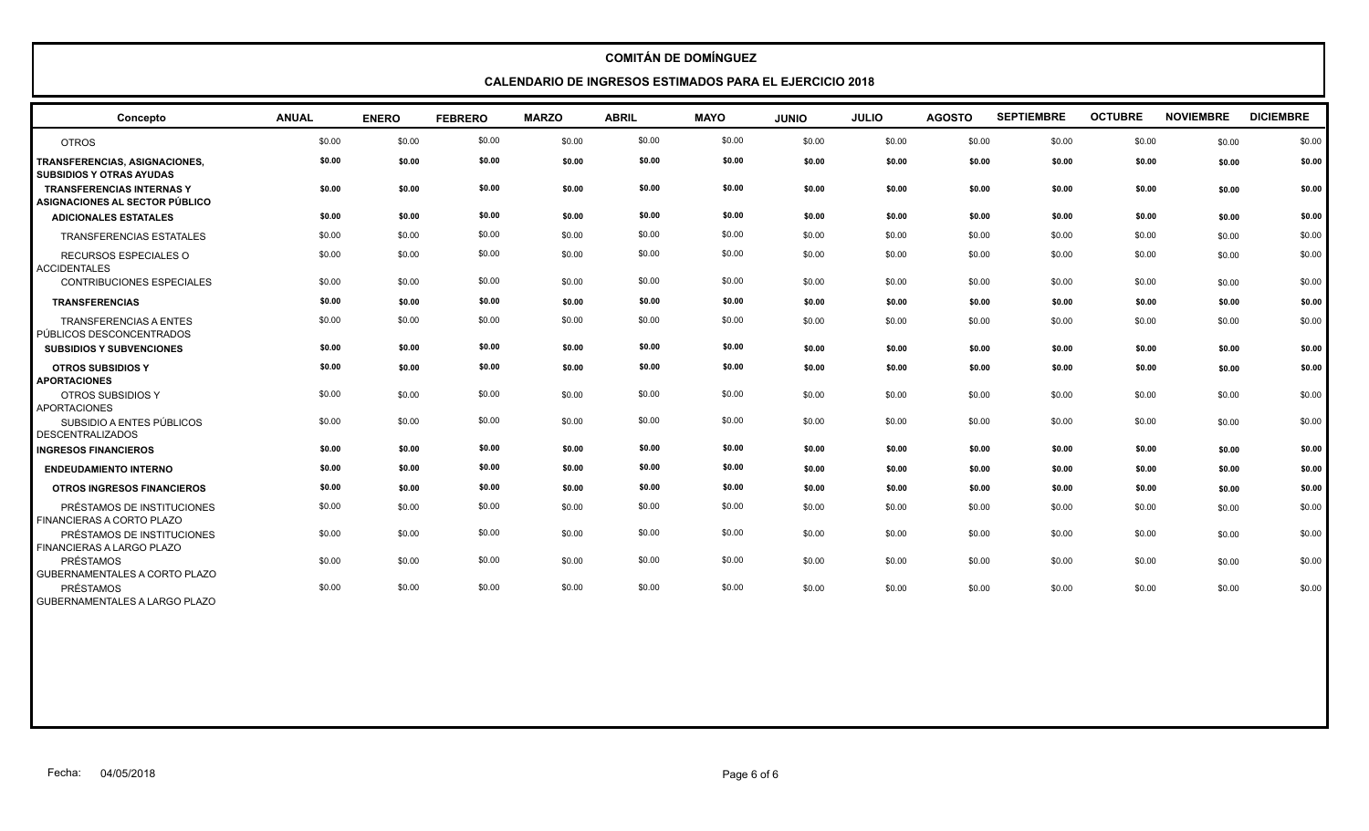**COMITÁN DE DOMÍNGUEZ**

**CALENDARIO DE INGRESOS ESTIMADOS PARA EL EJERCICIO 2018**

| Concepto | ANUAL | ENERO | FEBRERO | MARZO | ABRIL | MAYO | JUNIO | JULIO | AGOSTO | SEPTIEMBRE | OCTUBRE | NOVIEMBRE | DICIEMBRE |
|---|---|---|---|---|---|---|---|---|---|---|---|---|---|
| OTROS | $0.00 | $0.00 | $0.00 | $0.00 | $0.00 | $0.00 | $0.00 | $0.00 | $0.00 | $0.00 | $0.00 | $0.00 | $0.00 |
| **TRANSFERENCIAS, ASIGNACIONES, SUBSIDIOS Y OTRAS AYUDAS** | **$0.00** | **$0.00** | **$0.00** | **$0.00** | **$0.00** | **$0.00** | **$0.00** | **$0.00** | **$0.00** | **$0.00** | **$0.00** | **$0.00** | **$0.00** |
| **TRANSFERENCIAS INTERNAS Y ASIGNACIONES AL SECTOR PÚBLICO** | **$0.00** | **$0.00** | **$0.00** | **$0.00** | **$0.00** | **$0.00** | **$0.00** | **$0.00** | **$0.00** | **$0.00** | **$0.00** | **$0.00** | **$0.00** |
| **ADICIONALES ESTATALES** | **$0.00** | **$0.00** | **$0.00** | **$0.00** | **$0.00** | **$0.00** | **$0.00** | **$0.00** | **$0.00** | **$0.00** | **$0.00** | **$0.00** | **$0.00** |
| TRANSFERENCIAS ESTATALES | $0.00 | $0.00 | $0.00 | $0.00 | $0.00 | $0.00 | $0.00 | $0.00 | $0.00 | $0.00 | $0.00 | $0.00 | $0.00 |
| RECURSOS ESPECIALES O ACCIDENTALES | $0.00 | $0.00 | $0.00 | $0.00 | $0.00 | $0.00 | $0.00 | $0.00 | $0.00 | $0.00 | $0.00 | $0.00 | $0.00 |
| CONTRIBUCIONES ESPECIALES | $0.00 | $0.00 | $0.00 | $0.00 | $0.00 | $0.00 | $0.00 | $0.00 | $0.00 | $0.00 | $0.00 | $0.00 | $0.00 |
| **TRANSFERENCIAS** | **$0.00** | **$0.00** | **$0.00** | **$0.00** | **$0.00** | **$0.00** | **$0.00** | **$0.00** | **$0.00** | **$0.00** | **$0.00** | **$0.00** | **$0.00** |
| TRANSFERENCIAS A ENTES PÚBLICOS DESCONCENTRADOS | $0.00 | $0.00 | $0.00 | $0.00 | $0.00 | $0.00 | $0.00 | $0.00 | $0.00 | $0.00 | $0.00 | $0.00 | $0.00 |
| **SUBSIDIOS Y SUBVENCIONES** | **$0.00** | **$0.00** | **$0.00** | **$0.00** | **$0.00** | **$0.00** | **$0.00** | **$0.00** | **$0.00** | **$0.00** | **$0.00** | **$0.00** | **$0.00** |
| **OTROS SUBSIDIOS Y APORTACIONES** | **$0.00** | **$0.00** | **$0.00** | **$0.00** | **$0.00** | **$0.00** | **$0.00** | **$0.00** | **$0.00** | **$0.00** | **$0.00** | **$0.00** | **$0.00** |
| OTROS SUBSIDIOS Y APORTACIONES | $0.00 | $0.00 | $0.00 | $0.00 | $0.00 | $0.00 | $0.00 | $0.00 | $0.00 | $0.00 | $0.00 | $0.00 | $0.00 |
| SUBSIDIO A ENTES PÚBLICOS DESCENTRALIZADOS | $0.00 | $0.00 | $0.00 | $0.00 | $0.00 | $0.00 | $0.00 | $0.00 | $0.00 | $0.00 | $0.00 | $0.00 | $0.00 |
| **INGRESOS FINANCIEROS** | **$0.00** | **$0.00** | **$0.00** | **$0.00** | **$0.00** | **$0.00** | **$0.00** | **$0.00** | **$0.00** | **$0.00** | **$0.00** | **$0.00** | **$0.00** |
| **ENDEUDAMIENTO INTERNO** | **$0.00** | **$0.00** | **$0.00** | **$0.00** | **$0.00** | **$0.00** | **$0.00** | **$0.00** | **$0.00** | **$0.00** | **$0.00** | **$0.00** | **$0.00** |
| **OTROS INGRESOS FINANCIEROS** | **$0.00** | **$0.00** | **$0.00** | **$0.00** | **$0.00** | **$0.00** | **$0.00** | **$0.00** | **$0.00** | **$0.00** | **$0.00** | **$0.00** | **$0.00** |
| PRÉSTAMOS DE INSTITUCIONES FINANCIERAS A CORTO PLAZO | $0.00 | $0.00 | $0.00 | $0.00 | $0.00 | $0.00 | $0.00 | $0.00 | $0.00 | $0.00 | $0.00 | $0.00 | $0.00 |
| PRÉSTAMOS DE INSTITUCIONES FINANCIERAS A LARGO PLAZO | $0.00 | $0.00 | $0.00 | $0.00 | $0.00 | $0.00 | $0.00 | $0.00 | $0.00 | $0.00 | $0.00 | $0.00 | $0.00 |
| PRÉSTAMOS GUBERNAMENTALES A CORTO PLAZO | $0.00 | $0.00 | $0.00 | $0.00 | $0.00 | $0.00 | $0.00 | $0.00 | $0.00 | $0.00 | $0.00 | $0.00 | $0.00 |
| PRÉSTAMOS GUBERNAMENTALES A LARGO PLAZO | $0.00 | $0.00 | $0.00 | $0.00 | $0.00 | $0.00 | $0.00 | $0.00 | $0.00 | $0.00 | $0.00 | $0.00 | $0.00 |

Fecha: 04/05/2018